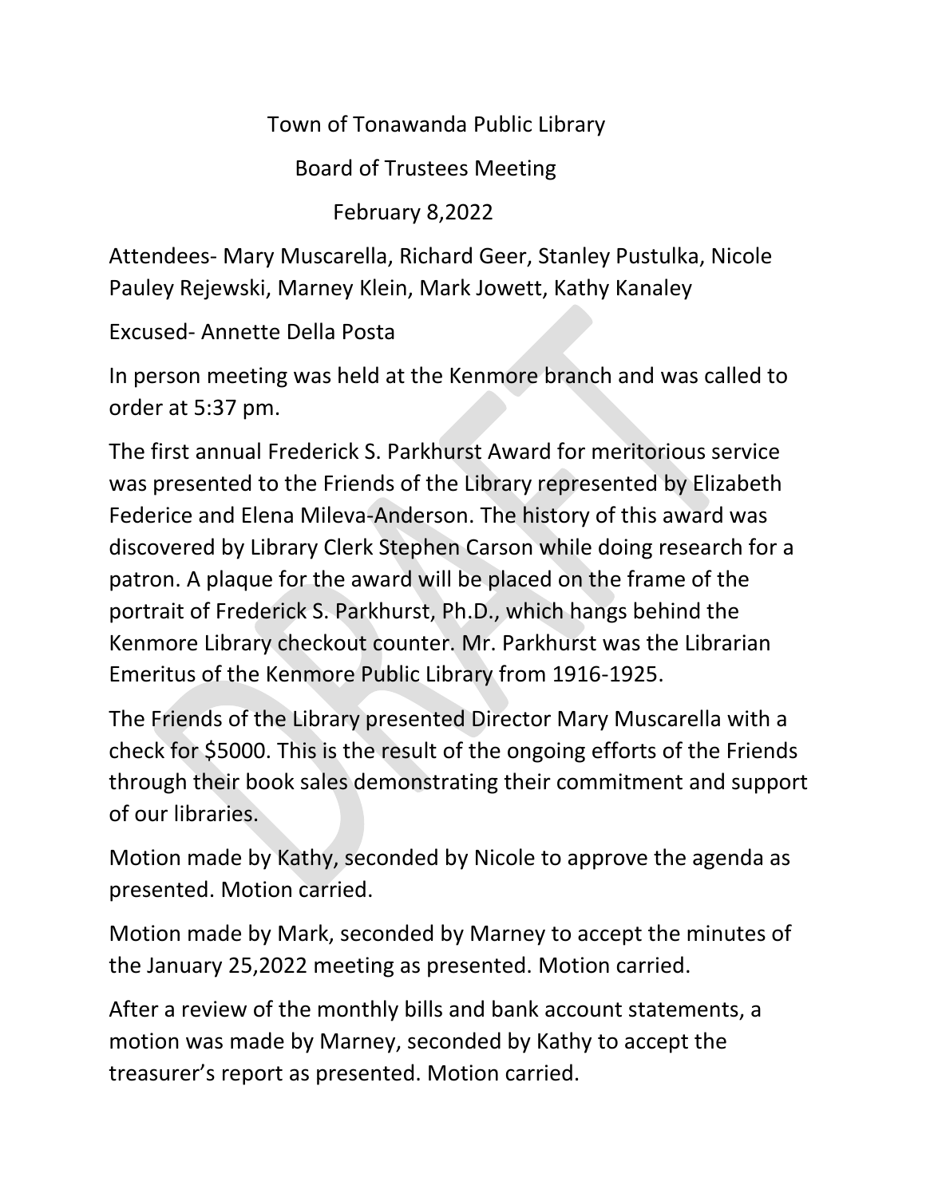# Town of Tonawanda Public Library

## Board of Trustees Meeting

### February 8,2022

Attendees- Mary Muscarella, Richard Geer, Stanley Pustulka, Nicole Pauley Rejewski, Marney Klein, Mark Jowett, Kathy Kanaley

Excused- Annette Della Posta

In person meeting was held at the Kenmore branch and was called to order at 5:37 pm.

The first annual Frederick S. Parkhurst Award for meritorious service was presented to the Friends of the Library represented by Elizabeth Federice and Elena Mileva-Anderson. The history of this award was discovered by Library Clerk Stephen Carson while doing research for a patron. A plaque for the award will be placed on the frame of the portrait of Frederick S. Parkhurst, Ph.D., which hangs behind the Kenmore Library checkout counter. Mr. Parkhurst was the Librarian Emeritus of the Kenmore Public Library from 1916-1925.

The Friends of the Library presented Director Mary Muscarella with a check for $5000. This is the result of the ongoing efforts of the Friends through their book sales demonstrating their commitment and support of our libraries.

Motion made by Kathy, seconded by Nicole to approve the agenda as presented. Motion carried.

Motion made by Mark, seconded by Marney to accept the minutes of the January 25,2022 meeting as presented. Motion carried.

After a review of the monthly bills and bank account statements, a motion was made by Marney, seconded by Kathy to accept the treasurer's report as presented. Motion carried.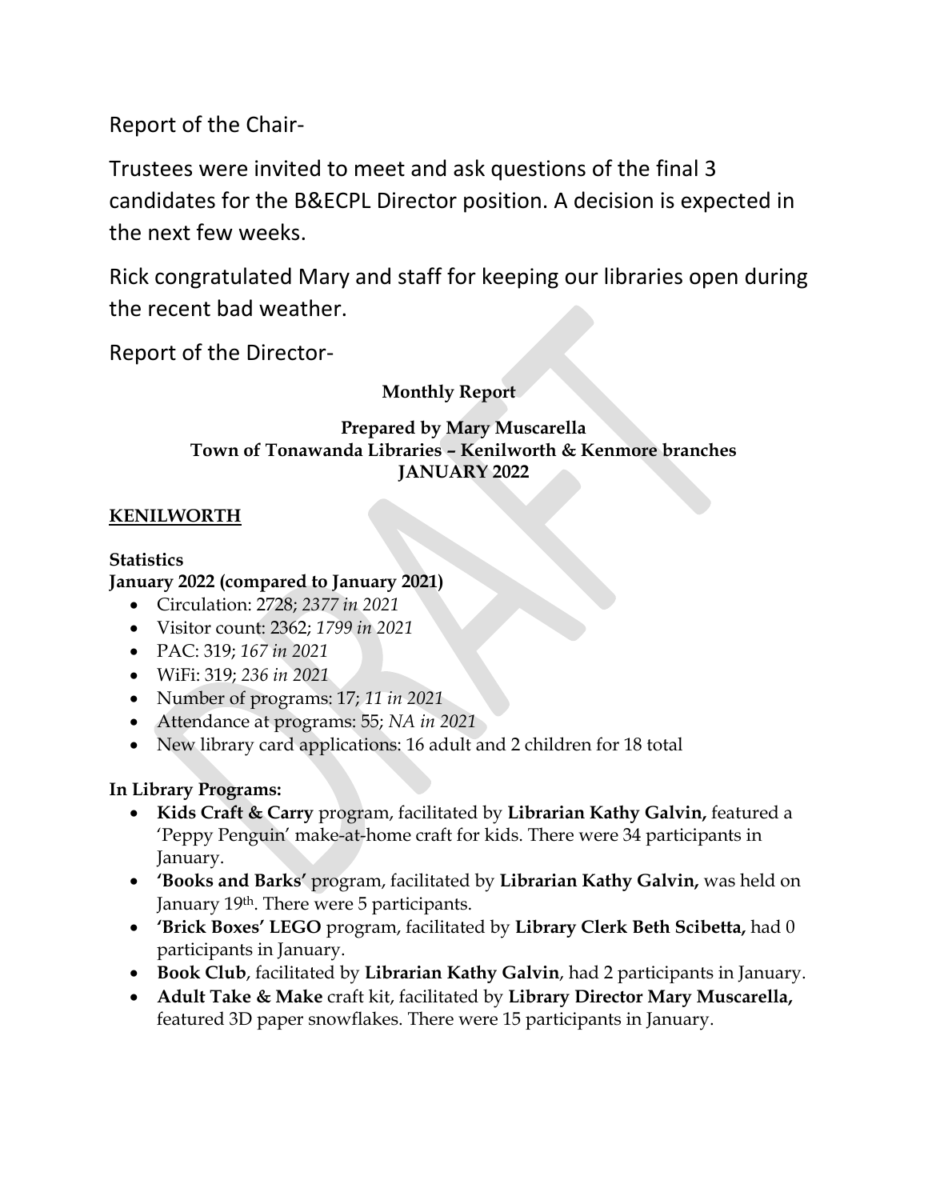Report of the Chair-

Trustees were invited to meet and ask questions of the final 3 candidates for the B&ECPL Director position. A decision is expected in the next few weeks.

Rick congratulated Mary and staff for keeping our libraries open during the recent bad weather.

Report of the Director-

**Monthly Report**

**Prepared by Mary Muscarella**
**Town of Tonawanda Libraries – Kenilworth & Kenmore branches**
**JANUARY 2022**

## KENILWORTH

**Statistics**
**January 2022 (compared to January 2021)**

- Circulation: 2728; *2377 in 2021*
- Visitor count: 2362; *1799 in 2021*
- PAC: 319; *167 in 2021*
- WiFi: 319; *236 in 2021*
- Number of programs: 17; *11 in 2021*
- Attendance at programs: 55; *NA in 2021*
- New library card applications: 16 adult and 2 children for 18 total

**In Library Programs:**

- **Kids Craft & Carry** program, facilitated by **Librarian Kathy Galvin,** featured a 'Peppy Penguin' make-at-home craft for kids. There were 34 participants in January.
- **'Books and Barks'** program, facilitated by **Librarian Kathy Galvin,** was held on January 19th. There were 5 participants.
- **'Brick Boxes' LEGO** program, facilitated by **Library Clerk Beth Scibetta,** had 0 participants in January.
- **Book Club**, facilitated by **Librarian Kathy Galvin**, had 2 participants in January.
- **Adult Take & Make** craft kit, facilitated by **Library Director Mary Muscarella,** featured 3D paper snowflakes. There were 15 participants in January.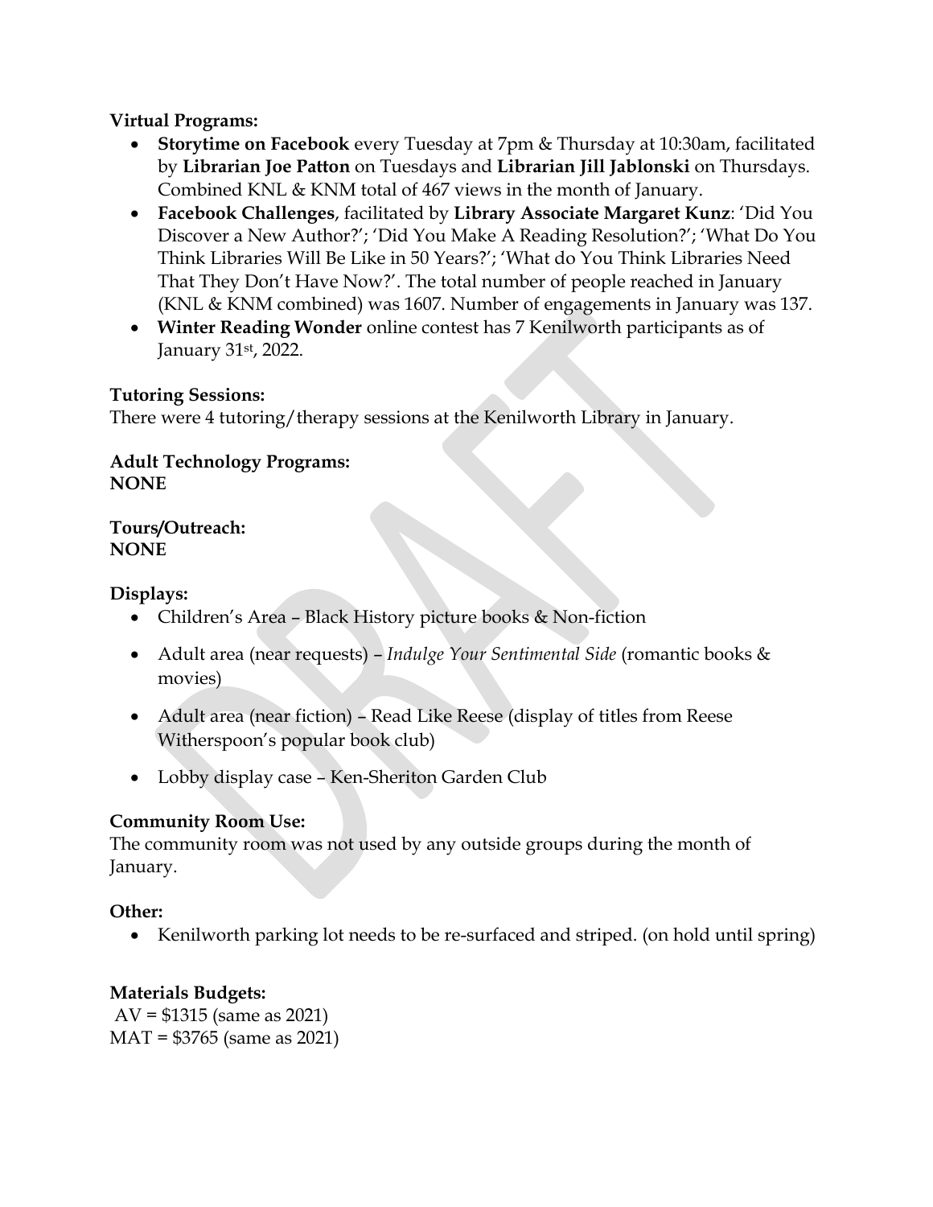**Virtual Programs:**

- **Storytime on Facebook** every Tuesday at 7pm & Thursday at 10:30am, facilitated by **Librarian Joe Patton** on Tuesdays and **Librarian Jill Jablonski** on Thursdays. Combined KNL & KNM total of 467 views in the month of January.
- **Facebook Challenges**, facilitated by **Library Associate Margaret Kunz**: 'Did You Discover a New Author?'; 'Did You Make A Reading Resolution?'; 'What Do You Think Libraries Will Be Like in 50 Years?'; 'What do You Think Libraries Need That They Don't Have Now?'. The total number of people reached in January (KNL & KNM combined) was 1607. Number of engagements in January was 137.
- **Winter Reading Wonder** online contest has 7 Kenilworth participants as of January 31st, 2022.

**Tutoring Sessions:**

There were 4 tutoring/therapy sessions at the Kenilworth Library in January.

**Adult Technology Programs:**
**NONE**

**Tours/Outreach:**
**NONE**

**Displays:**

- Children's Area – Black History picture books & Non-fiction
- Adult area (near requests) – *Indulge Your Sentimental Side* (romantic books & movies)
- Adult area (near fiction) – Read Like Reese (display of titles from Reese Witherspoon's popular book club)
- Lobby display case – Ken-Sheriton Garden Club

**Community Room Use:**

The community room was not used by any outside groups during the month of January.

**Other:**

- Kenilworth parking lot needs to be re-surfaced and striped. (on hold until spring)

**Materials Budgets:**

AV = $1315 (same as 2021)
MAT = $3765 (same as 2021)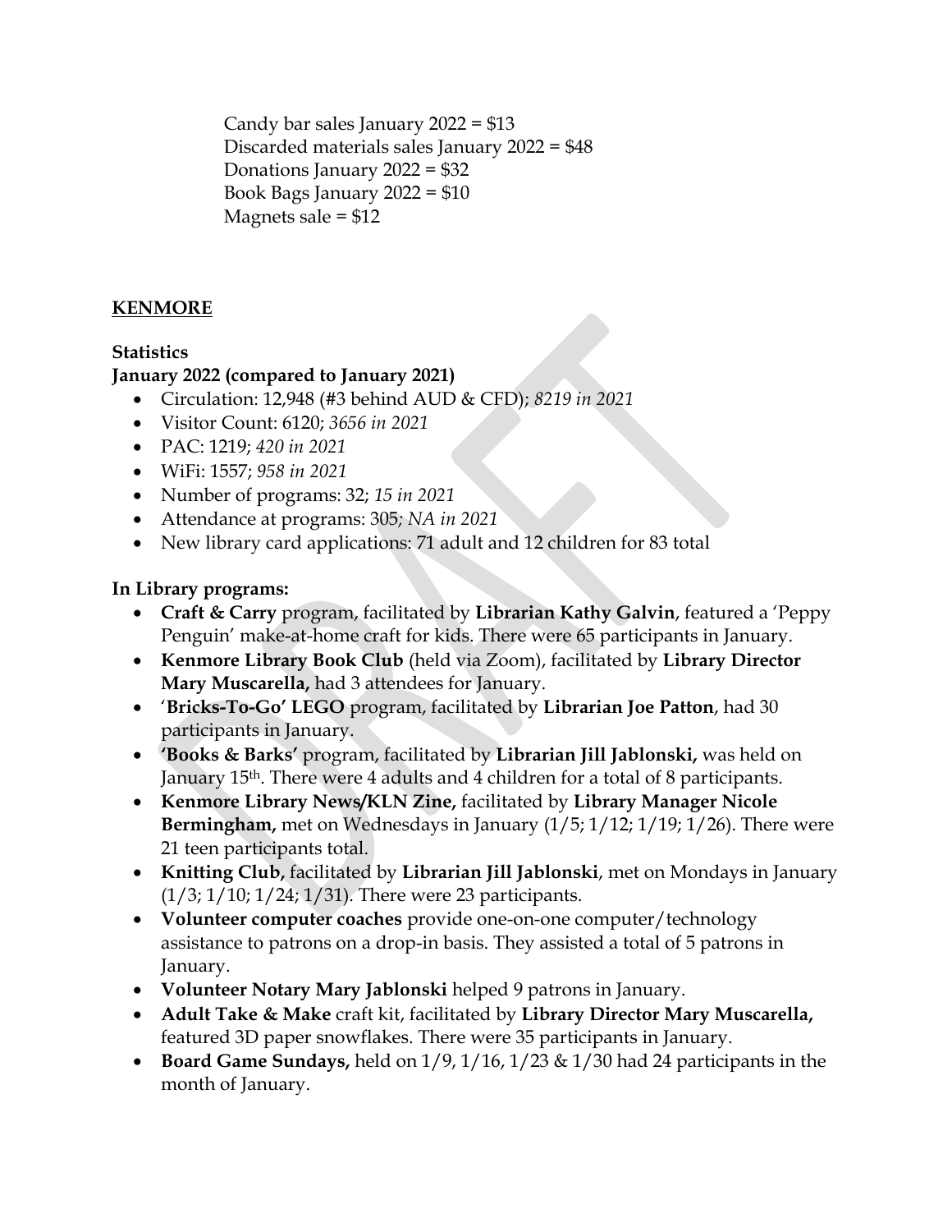Candy bar sales January 2022 = $13
Discarded materials sales January 2022 = $48
Donations January 2022 = $32
Book Bags January 2022 = $10
Magnets sale = $12

## KENMORE

**Statistics**

**January 2022 (compared to January 2021)**

- Circulation: 12,948 (#3 behind AUD & CFD); *8219 in 2021*
- Visitor Count: 6120; *3656 in 2021*
- PAC: 1219; *420 in 2021*
- WiFi: 1557; *958 in 2021*
- Number of programs: 32; *15 in 2021*
- Attendance at programs: 305; *NA in 2021*
- New library card applications: 71 adult and 12 children for 83 total

**In Library programs:**

- **Craft & Carry** program, facilitated by **Librarian Kathy Galvin**, featured a 'Peppy Penguin' make-at-home craft for kids. There were 65 participants in January.
- **Kenmore Library Book Club** (held via Zoom), facilitated by **Library Director Mary Muscarella,** had 3 attendees for January.
- '**Bricks-To-Go' LEGO** program, facilitated by **Librarian Joe Patton**, had 30 participants in January.
- **'Books & Barks'** program, facilitated by **Librarian Jill Jablonski,** was held on January 15th. There were 4 adults and 4 children for a total of 8 participants.
- **Kenmore Library News/KLN Zine,** facilitated by **Library Manager Nicole Bermingham,** met on Wednesdays in January (1/5; 1/12; 1/19; 1/26). There were 21 teen participants total.
- **Knitting Club,** facilitated by **Librarian Jill Jablonski**, met on Mondays in January (1/3; 1/10; 1/24; 1/31). There were 23 participants.
- **Volunteer computer coaches** provide one-on-one computer/technology assistance to patrons on a drop-in basis. They assisted a total of 5 patrons in January.
- **Volunteer Notary Mary Jablonski** helped 9 patrons in January.
- **Adult Take & Make** craft kit, facilitated by **Library Director Mary Muscarella,** featured 3D paper snowflakes. There were 35 participants in January.
- **Board Game Sundays,** held on 1/9, 1/16, 1/23 & 1/30 had 24 participants in the month of January.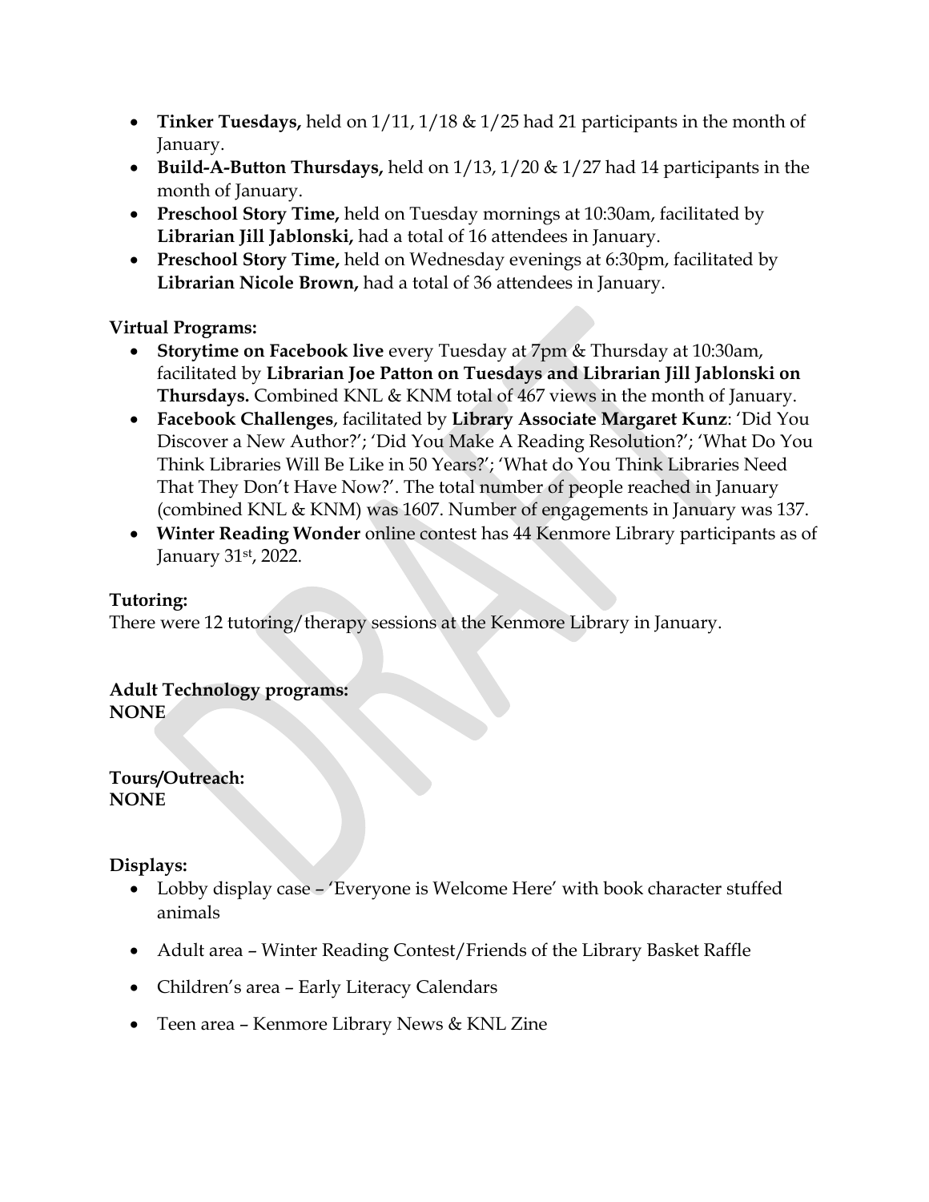- **Tinker Tuesdays,** held on 1/11, 1/18 & 1/25 had 21 participants in the month of January.
- **Build-A-Button Thursdays,** held on 1/13, 1/20 & 1/27 had 14 participants in the month of January.
- **Preschool Story Time,** held on Tuesday mornings at 10:30am, facilitated by **Librarian Jill Jablonski,** had a total of 16 attendees in January.
- **Preschool Story Time,** held on Wednesday evenings at 6:30pm, facilitated by **Librarian Nicole Brown,** had a total of 36 attendees in January.

**Virtual Programs:**

- **Storytime on Facebook live** every Tuesday at 7pm & Thursday at 10:30am, facilitated by **Librarian Joe Patton on Tuesdays and Librarian Jill Jablonski on Thursdays.** Combined KNL & KNM total of 467 views in the month of January.
- **Facebook Challenges**, facilitated by **Library Associate Margaret Kunz**: 'Did You Discover a New Author?'; 'Did You Make A Reading Resolution?'; 'What Do You Think Libraries Will Be Like in 50 Years?'; 'What do You Think Libraries Need That They Don't Have Now?'. The total number of people reached in January (combined KNL & KNM) was 1607. Number of engagements in January was 137.
- **Winter Reading Wonder** online contest has 44 Kenmore Library participants as of January 31st, 2022.

**Tutoring:**

There were 12 tutoring/therapy sessions at the Kenmore Library in January.

**Adult Technology programs:**
**NONE**

**Tours/Outreach:**
**NONE**

**Displays:**

- Lobby display case – 'Everyone is Welcome Here' with book character stuffed animals
- Adult area – Winter Reading Contest/Friends of the Library Basket Raffle
- Children's area – Early Literacy Calendars
- Teen area – Kenmore Library News & KNL Zine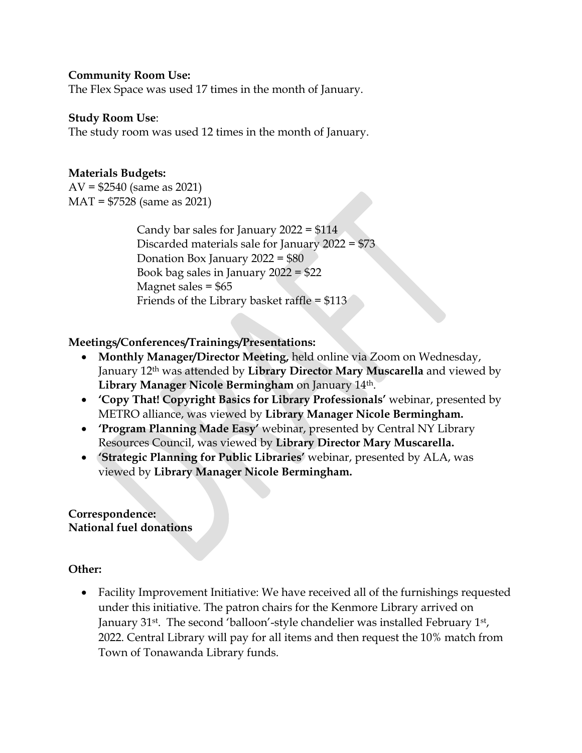**Community Room Use:**
The Flex Space was used 17 times in the month of January.

**Study Room Use**:
The study room was used 12 times in the month of January.

**Materials Budgets:**
AV = $2540 (same as 2021)
MAT = $7528 (same as 2021)

Candy bar sales for January 2022 = $114
Discarded materials sale for January 2022 = $73
Donation Box January 2022 = $80
Book bag sales in January 2022 = $22
Magnet sales = $65
Friends of the Library basket raffle = $113

**Meetings/Conferences/Trainings/Presentations:**

- **Monthly Manager/Director Meeting,** held online via Zoom on Wednesday, January 12th was attended by **Library Director Mary Muscarella** and viewed by **Library Manager Nicole Bermingham** on January 14th.
- **'Copy That! Copyright Basics for Library Professionals'** webinar, presented by METRO alliance, was viewed by **Library Manager Nicole Bermingham.**
- **'Program Planning Made Easy'** webinar, presented by Central NY Library Resources Council, was viewed by **Library Director Mary Muscarella.**
- **'Strategic Planning for Public Libraries'** webinar, presented by ALA, was viewed by **Library Manager Nicole Bermingham.**

**Correspondence:**
**National fuel donations**

**Other:**

- Facility Improvement Initiative: We have received all of the furnishings requested under this initiative. The patron chairs for the Kenmore Library arrived on January 31st. The second 'balloon'-style chandelier was installed February 1st, 2022. Central Library will pay for all items and then request the 10% match from Town of Tonawanda Library funds.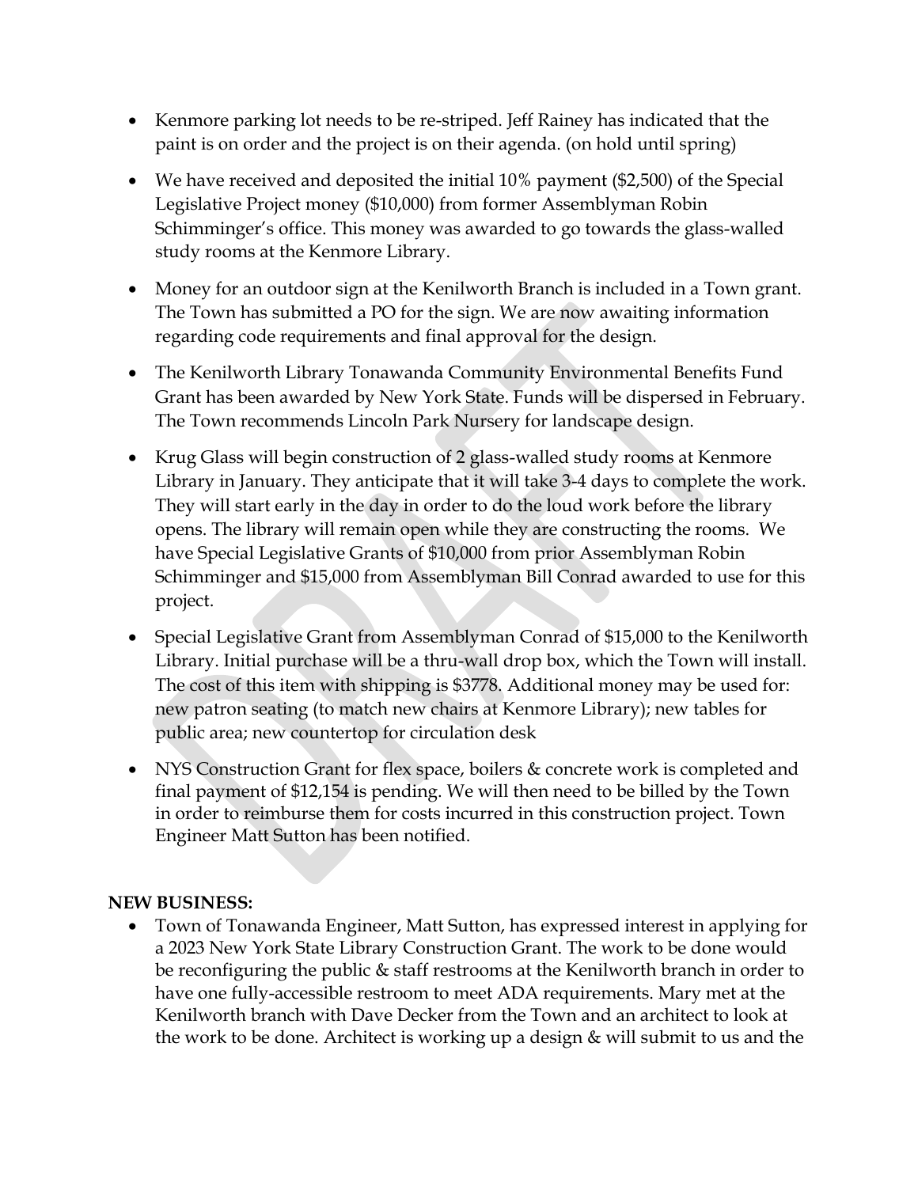- Kenmore parking lot needs to be re-striped. Jeff Rainey has indicated that the paint is on order and the project is on their agenda. (on hold until spring)

- We have received and deposited the initial 10% payment ($2,500) of the Special Legislative Project money ($10,000) from former Assemblyman Robin Schimminger's office. This money was awarded to go towards the glass-walled study rooms at the Kenmore Library.

- Money for an outdoor sign at the Kenilworth Branch is included in a Town grant. The Town has submitted a PO for the sign. We are now awaiting information regarding code requirements and final approval for the design.

- The Kenilworth Library Tonawanda Community Environmental Benefits Fund Grant has been awarded by New York State. Funds will be dispersed in February. The Town recommends Lincoln Park Nursery for landscape design.

- Krug Glass will begin construction of 2 glass-walled study rooms at Kenmore Library in January. They anticipate that it will take 3-4 days to complete the work. They will start early in the day in order to do the loud work before the library opens. The library will remain open while they are constructing the rooms. We have Special Legislative Grants of $10,000 from prior Assemblyman Robin Schimminger and $15,000 from Assemblyman Bill Conrad awarded to use for this project.

- Special Legislative Grant from Assemblyman Conrad of $15,000 to the Kenilworth Library. Initial purchase will be a thru-wall drop box, which the Town will install. The cost of this item with shipping is $3778. Additional money may be used for: new patron seating (to match new chairs at Kenmore Library); new tables for public area; new countertop for circulation desk

- NYS Construction Grant for flex space, boilers & concrete work is completed and final payment of $12,154 is pending. We will then need to be billed by the Town in order to reimburse them for costs incurred in this construction project. Town Engineer Matt Sutton has been notified.

**NEW BUSINESS:**

- Town of Tonawanda Engineer, Matt Sutton, has expressed interest in applying for a 2023 New York State Library Construction Grant. The work to be done would be reconfiguring the public & staff restrooms at the Kenilworth branch in order to have one fully-accessible restroom to meet ADA requirements. Mary met at the Kenilworth branch with Dave Decker from the Town and an architect to look at the work to be done. Architect is working up a design & will submit to us and the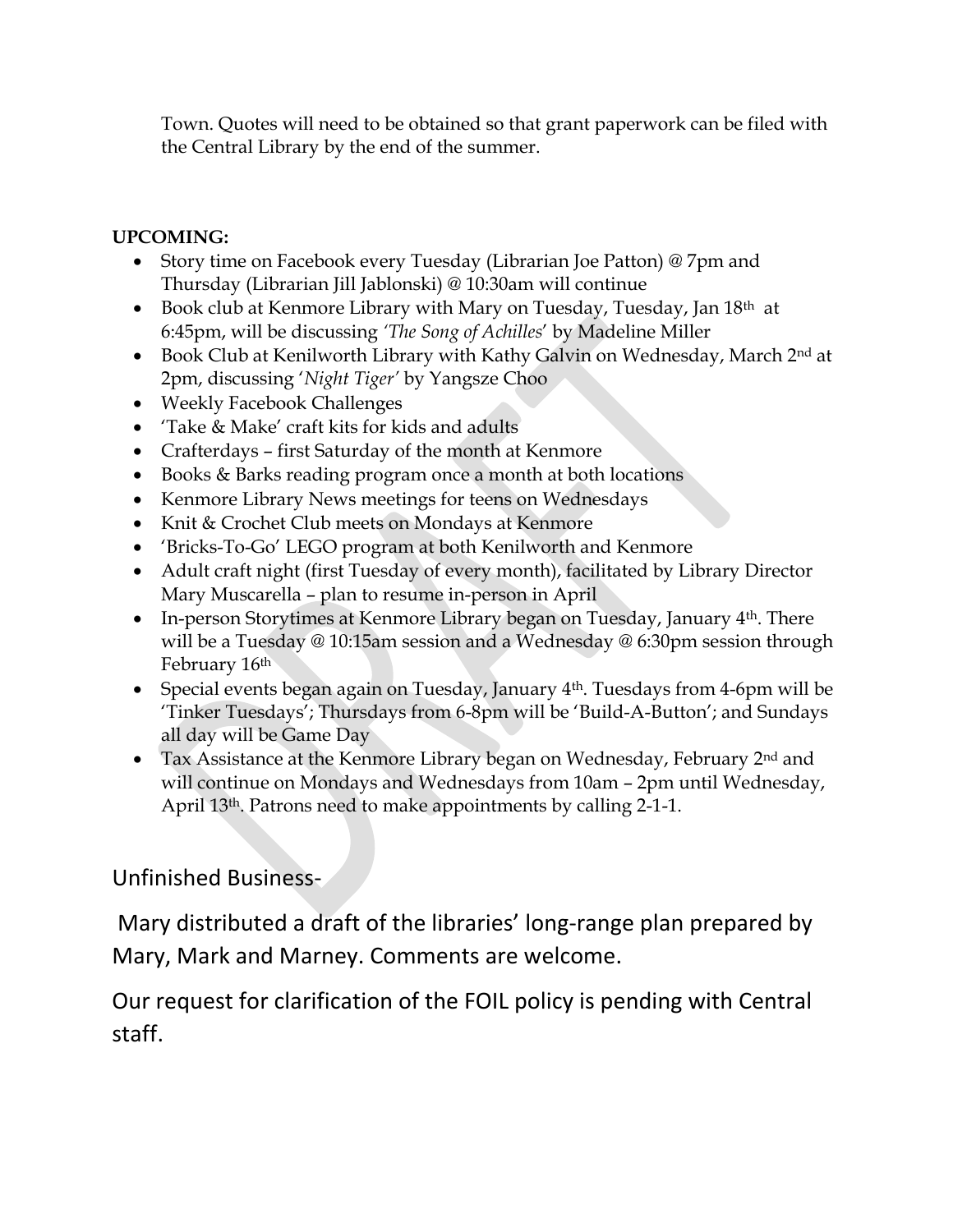Town. Quotes will need to be obtained so that grant paperwork can be filed with the Central Library by the end of the summer.

**UPCOMING:**

- Story time on Facebook every Tuesday (Librarian Joe Patton) @ 7pm and Thursday (Librarian Jill Jablonski) @ 10:30am will continue
- Book club at Kenmore Library with Mary on Tuesday, Tuesday, Jan 18th at 6:45pm, will be discussing *'The Song of Achilles'* by Madeline Miller
- Book Club at Kenilworth Library with Kathy Galvin on Wednesday, March 2nd at 2pm, discussing '*Night Tiger'* by Yangsze Choo
- Weekly Facebook Challenges
- 'Take & Make' craft kits for kids and adults
- Crafterdays – first Saturday of the month at Kenmore
- Books & Barks reading program once a month at both locations
- Kenmore Library News meetings for teens on Wednesdays
- Knit & Crochet Club meets on Mondays at Kenmore
- 'Bricks-To-Go' LEGO program at both Kenilworth and Kenmore
- Adult craft night (first Tuesday of every month), facilitated by Library Director Mary Muscarella – plan to resume in-person in April
- In-person Storytimes at Kenmore Library began on Tuesday, January 4th. There will be a Tuesday @ 10:15am session and a Wednesday @ 6:30pm session through February 16th
- Special events began again on Tuesday, January 4th. Tuesdays from 4-6pm will be 'Tinker Tuesdays'; Thursdays from 6-8pm will be 'Build-A-Button'; and Sundays all day will be Game Day
- Tax Assistance at the Kenmore Library began on Wednesday, February 2nd and will continue on Mondays and Wednesdays from 10am – 2pm until Wednesday, April 13th. Patrons need to make appointments by calling 2-1-1.

## Unfinished Business-

Mary distributed a draft of the libraries' long-range plan prepared by Mary, Mark and Marney. Comments are welcome.

Our request for clarification of the FOIL policy is pending with Central staff.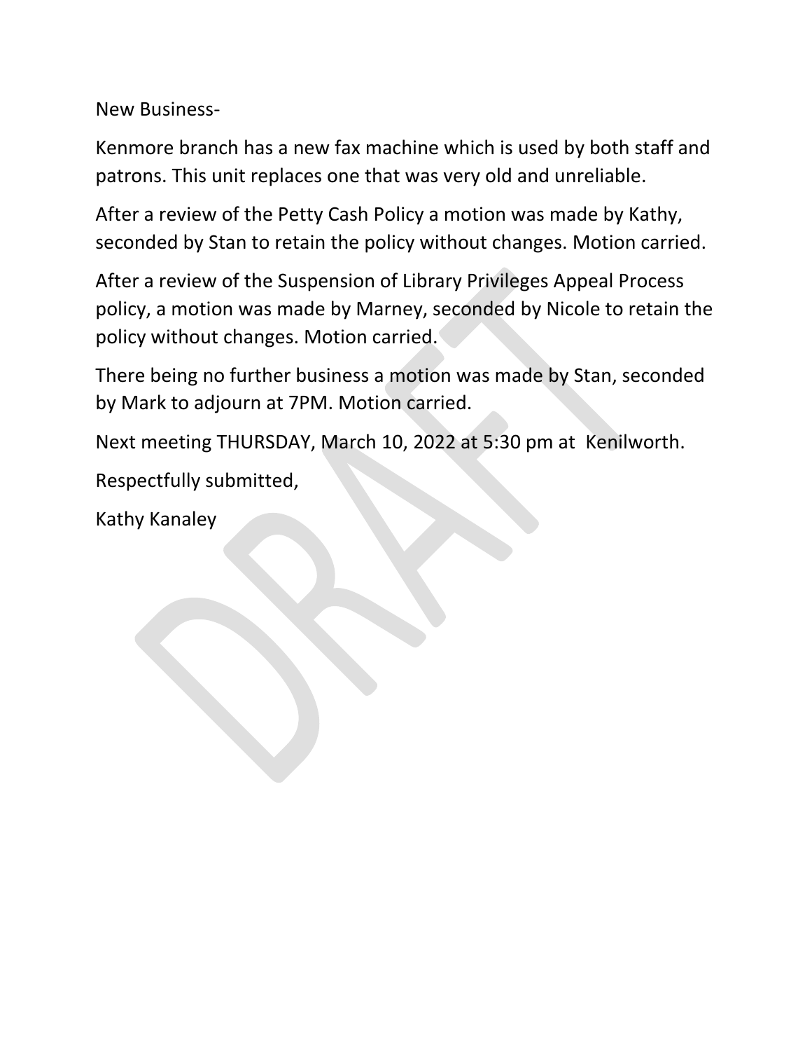New Business-

Kenmore branch has a new fax machine which is used by both staff and patrons. This unit replaces one that was very old and unreliable.

After a review of the Petty Cash Policy a motion was made by Kathy, seconded by Stan to retain the policy without changes. Motion carried.

After a review of the Suspension of Library Privileges Appeal Process policy, a motion was made by Marney, seconded by Nicole to retain the policy without changes. Motion carried.

There being no further business a motion was made by Stan, seconded by Mark to adjourn at 7PM. Motion carried.

Next meeting THURSDAY, March 10, 2022 at 5:30 pm at Kenilworth.

Respectfully submitted,

Kathy Kanaley